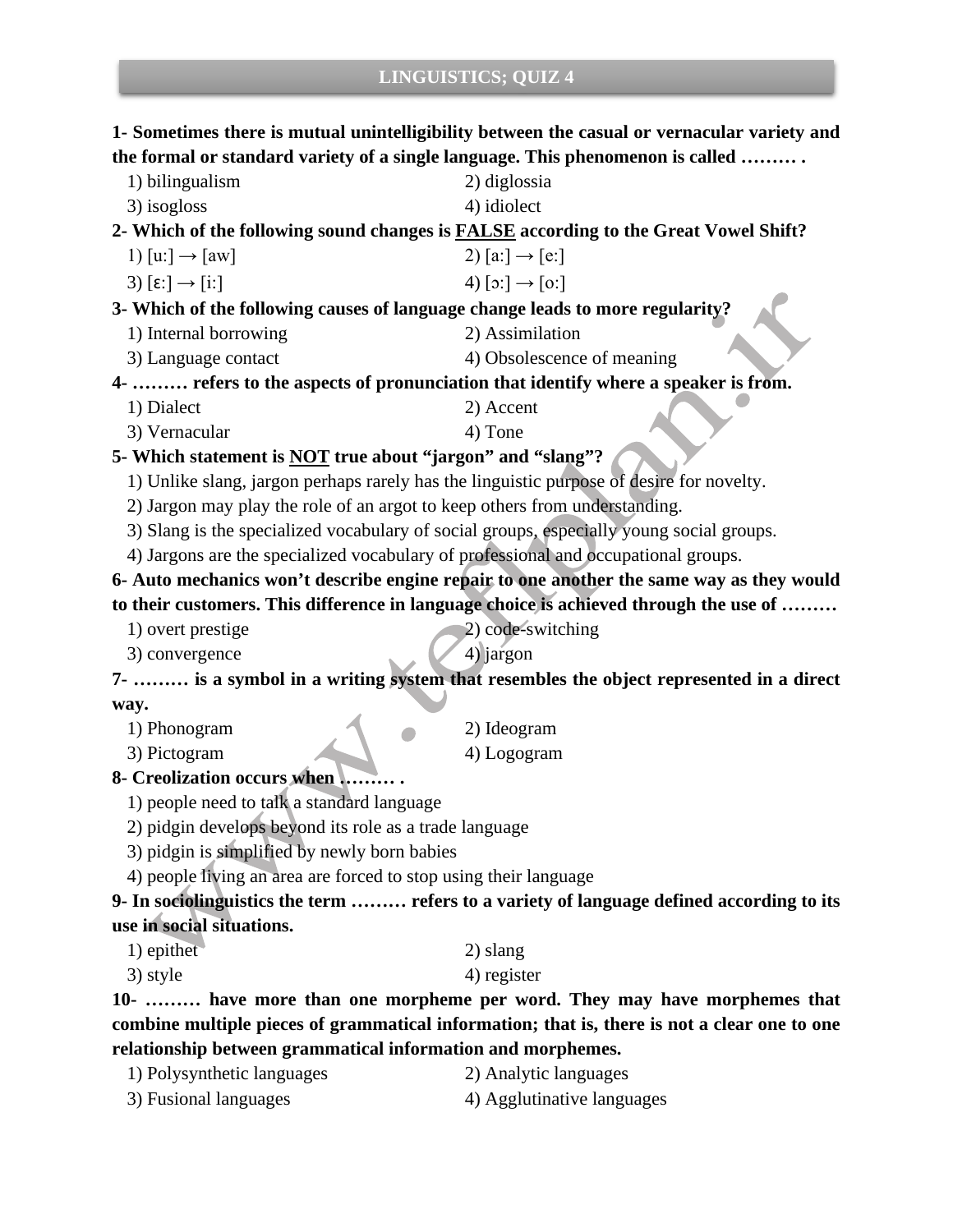# LINGUISTICS; QUIZ 4

**1- Sometimes there is mutual unintelligibility between the casual or vernacular variety and the formal or standard variety of a single language. This phenomenon is called ……… .**

1) bilingualism  2) diglossia
3) isogloss  4) idiolect

**2- Which of the following sound changes is <u>FALSE</u> according to the Great Vowel Shift?**

1) [uː] → [aw]  2) [aː] → [eː]
3) [ɛː] → [iː]  4) [ɔː] → [oː]

**3- Which of the following causes of language change leads to more regularity?**

1) Internal borrowing  2) Assimilation
3) Language contact  4) Obsolescence of meaning

**4- ……… refers to the aspects of pronunciation that identify where a speaker is from.**

1) Dialect  2) Accent
3) Vernacular  4) Tone

**5- Which statement is <u>NOT</u> true about "jargon" and "slang"?**

1) Unlike slang, jargon perhaps rarely has the linguistic purpose of desire for novelty.
2) Jargon may play the role of an argot to keep others from understanding.
3) Slang is the specialized vocabulary of social groups, especially young social groups.
4) Jargons are the specialized vocabulary of professional and occupational groups.

**6- Auto mechanics won't describe engine repair to one another the same way as they would to their customers. This difference in language choice is achieved through the use of ………**

1) overt prestige  2) code-switching
3) convergence  4) jargon

**7- ……… is a symbol in a writing system that resembles the object represented in a direct way.**

1) Phonogram  2) Ideogram
3) Pictogram  4) Logogram

**8- Creolization occurs when ……… .**

1) people need to talk a standard language
2) pidgin develops beyond its role as a trade language
3) pidgin is simplified by newly born babies
4) people living an area are forced to stop using their language

**9- In sociolinguistics the term ……… refers to a variety of language defined according to its use in social situations.**

1) epithet  2) slang
3) style  4) register

**10- ……… have more than one morpheme per word. They may have morphemes that combine multiple pieces of grammatical information; that is, there is not a clear one to one relationship between grammatical information and morphemes.**

1) Polysynthetic languages  2) Analytic languages
3) Fusional languages  4) Agglutinative languages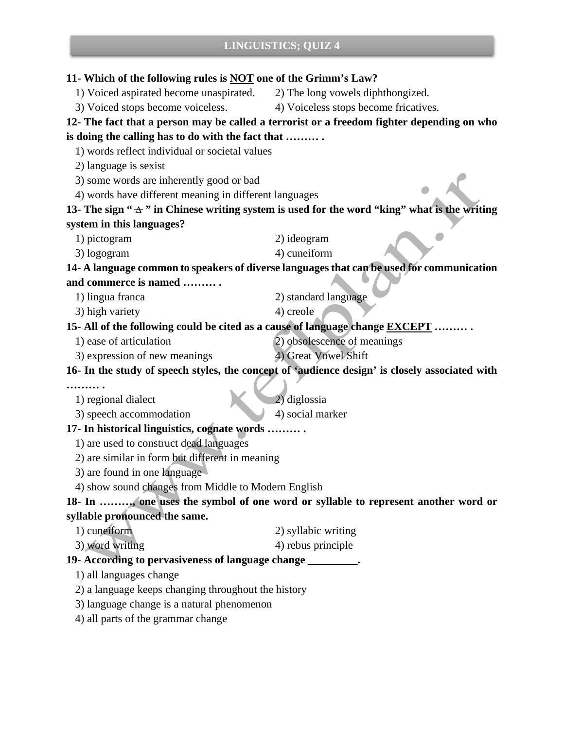**11- Which of the following rules is NOT one of the Grimm's Law?**

1) Voiced aspirated become unaspirated. 2) The long vowels diphthongized.
3) Voiced stops become voiceless. 4) Voiceless stops become fricatives.

**12- The fact that a person may be called a terrorist or a freedom fighter depending on who is doing the calling has to do with the fact that ……… .**

1) words reflect individual or societal values
2) language is sexist
3) some words are inherently good or bad
4) words have different meaning in different languages

**13- The sign " 王 " in Chinese writing system is used for the word "king" what is the writing system in this languages?**

1) pictogram 2) ideogram
3) logogram 4) cuneiform

**14- A language common to speakers of diverse languages that can be used for communication and commerce is named ……… .**

1) lingua franca 2) standard language
3) high variety 4) creole

**15- All of the following could be cited as a cause of language change EXCEPT ……… .**

1) ease of articulation 2) obsolescence of meanings
3) expression of new meanings 4) Great Vowel Shift

**16- In the study of speech styles, the concept of 'audience design' is closely associated with ……… .**

1) regional dialect 2) diglossia
3) speech accommodation 4) social marker

**17- In historical linguistics, cognate words ……… .**

1) are used to construct dead languages
2) are similar in form but different in meaning
3) are found in one language
4) show sound changes from Middle to Modern English

**18- In ………, one uses the symbol of one word or syllable to represent another word or syllable pronounced the same.**

1) cuneiform 2) syllabic writing
3) word writing 4) rebus principle

**19- According to pervasiveness of language change _________.**

1) all languages change
2) a language keeps changing throughout the history
3) language change is a natural phenomenon
4) all parts of the grammar change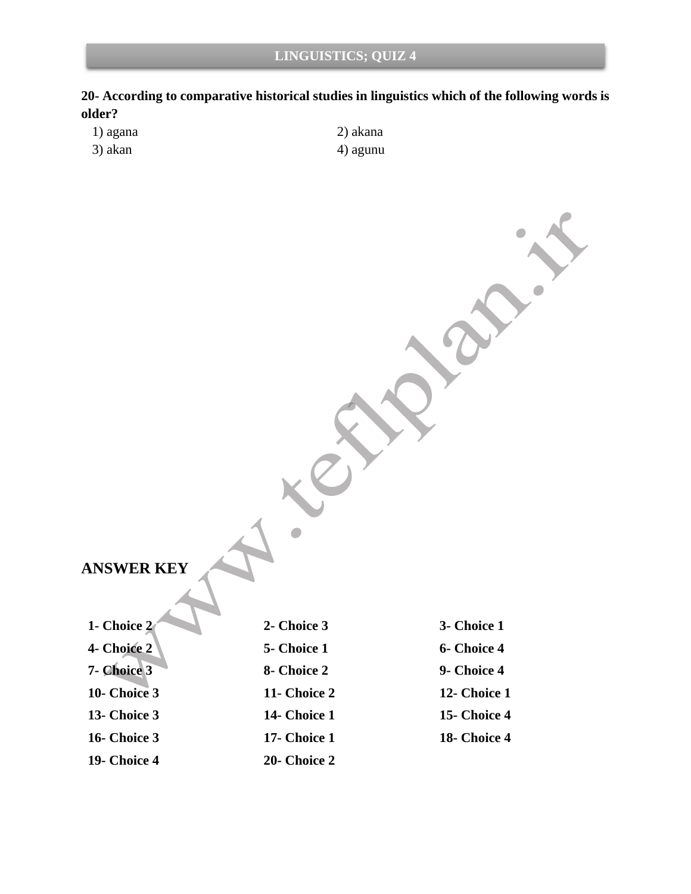**20- According to comparative historical studies in linguistics which of the following words is older?**

1) agana
2) akana
3) akan
4) agunu

## ANSWER KEY

| | | |
|---|---|---|
| **1- Choice 2** | **2- Choice 3** | **3- Choice 1** |
| **4- Choice 2** | **5- Choice 1** | **6- Choice 4** |
| **7- Choice 3** | **8- Choice 2** | **9- Choice 4** |
| **10- Choice 3** | **11- Choice 2** | **12- Choice 1** |
| **13- Choice 3** | **14- Choice 1** | **15- Choice 4** |
| **16- Choice 3** | **17- Choice 1** | **18- Choice 4** |
| **19- Choice 4** | **20- Choice 2** | |